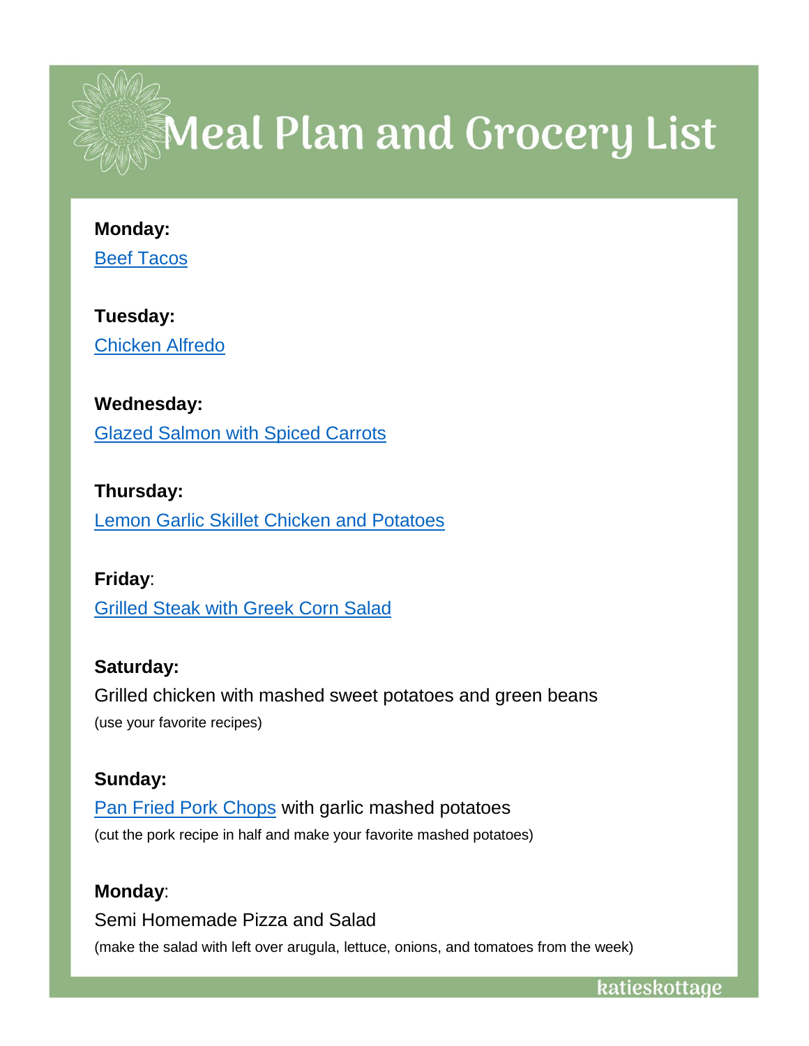# Meal Plan and Grocery List

**Monday:**
Beef Tacos

**Tuesday:**
Chicken Alfredo

**Wednesday:**
Glazed Salmon with Spiced Carrots

**Thursday:**
Lemon Garlic Skillet Chicken and Potatoes

**Friday**:
Grilled Steak with Greek Corn Salad

**Saturday:**
Grilled chicken with mashed sweet potatoes and green beans
(use your favorite recipes)

**Sunday:**
Pan Fried Pork Chops with garlic mashed potatoes
(cut the pork recipe in half and make your favorite mashed potatoes)

**Monday**:
Semi Homemade Pizza and Salad
(make the salad with left over arugula, lettuce, onions, and tomatoes from the week)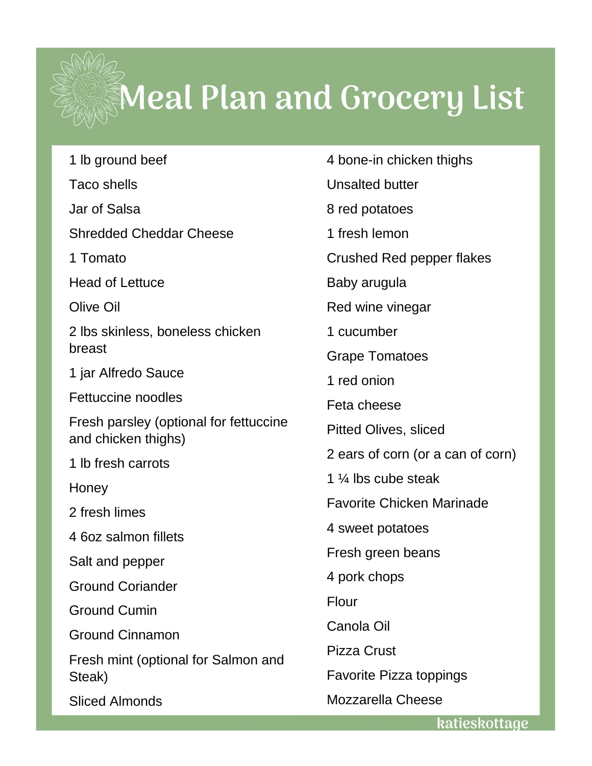# Meal Plan and Grocery List

- 1 lb ground beef
- Taco shells
- Jar of Salsa
- Shredded Cheddar Cheese
- 1 Tomato
- Head of Lettuce
- Olive Oil
- 2 lbs skinless, boneless chicken breast
- 1 jar Alfredo Sauce
- Fettuccine noodles
- Fresh parsley (optional for fettuccine and chicken thighs)
- 1 lb fresh carrots
- Honey
- 2 fresh limes
- 4 6oz salmon fillets
- Salt and pepper
- Ground Coriander
- Ground Cumin
- Ground Cinnamon
- Fresh mint (optional for Salmon and Steak)
- Sliced Almonds
- 4 bone-in chicken thighs
- Unsalted butter
- 8 red potatoes
- 1 fresh lemon
- Crushed Red pepper flakes
- Baby arugula
- Red wine vinegar
- 1 cucumber
- Grape Tomatoes
- 1 red onion
- Feta cheese
- Pitted Olives, sliced
- 2 ears of corn (or a can of corn)
- 1 ¼ lbs cube steak
- Favorite Chicken Marinade
- 4 sweet potatoes
- Fresh green beans
- 4 pork chops
- Flour
- Canola Oil
- Pizza Crust
- Favorite Pizza toppings
- Mozzarella Cheese

katieskottage